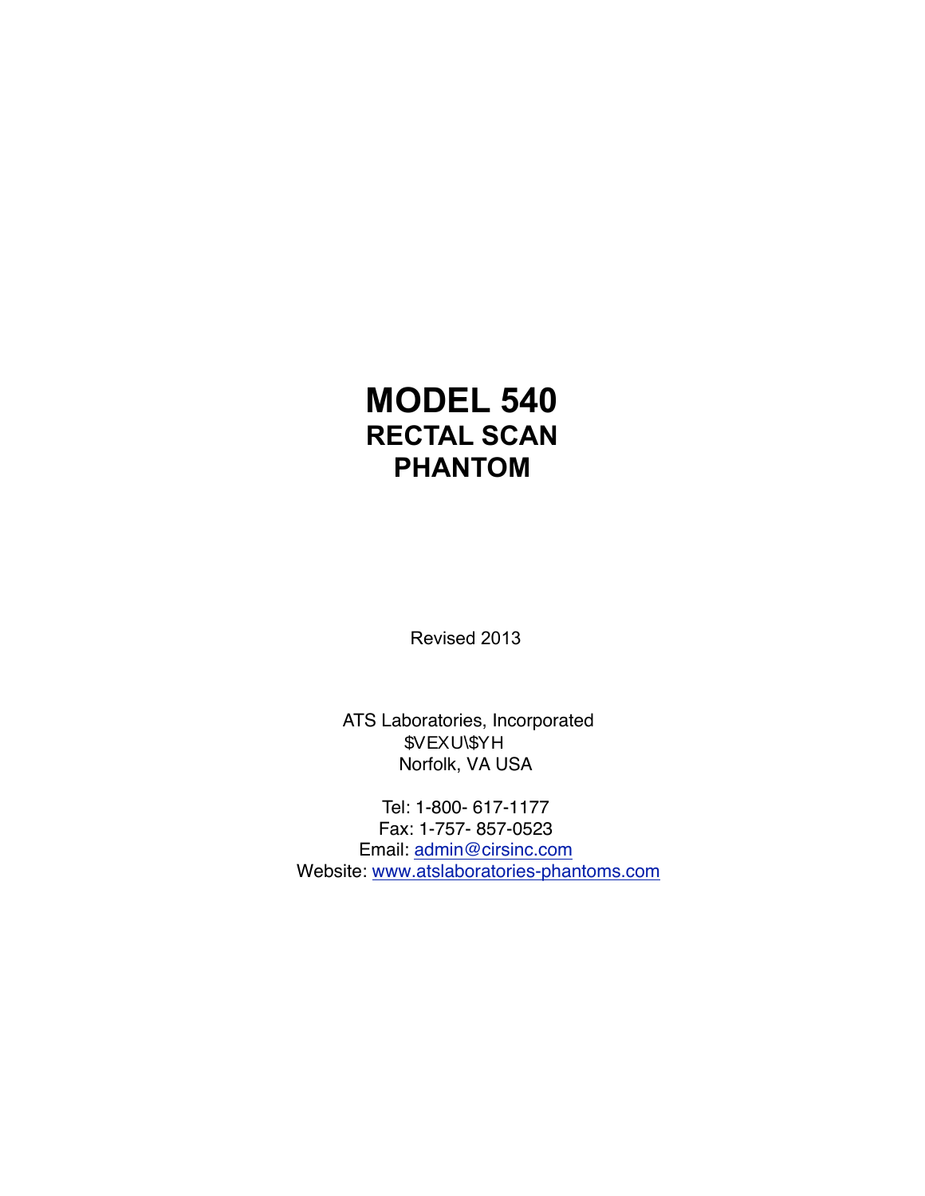# MODEL 540

## RECTAL SCAN PHANTOM

Revised 2013

ATS Laboratories, Incorporated
$VEXU\$YH
Norfolk, VA USA

Tel: 1-800- 617-1177
Fax: 1-757- 857-0523
Email: admin@cirsinc.com
Website: www.atslaboratories-phantoms.com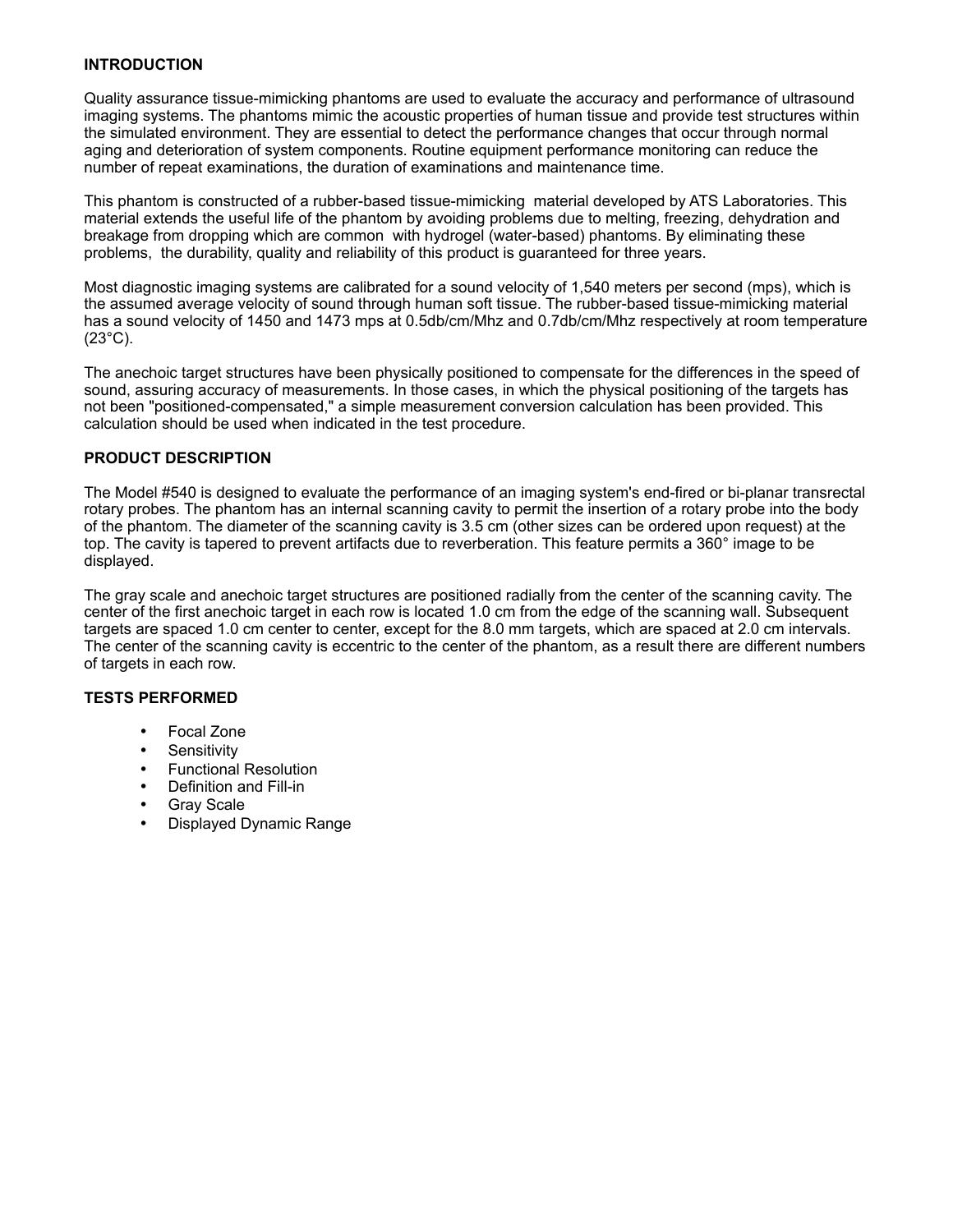## INTRODUCTION

Quality assurance tissue-mimicking phantoms are used to evaluate the accuracy and performance of ultrasound imaging systems. The phantoms mimic the acoustic properties of human tissue and provide test structures within the simulated environment. They are essential to detect the performance changes that occur through normal aging and deterioration of system components. Routine equipment performance monitoring can reduce the number of repeat examinations, the duration of examinations and maintenance time.

This phantom is constructed of a rubber-based tissue-mimicking material developed by ATS Laboratories. This material extends the useful life of the phantom by avoiding problems due to melting, freezing, dehydration and breakage from dropping which are common with hydrogel (water-based) phantoms. By eliminating these problems, the durability, quality and reliability of this product is guaranteed for three years.

Most diagnostic imaging systems are calibrated for a sound velocity of 1,540 meters per second (mps), which is the assumed average velocity of sound through human soft tissue. The rubber-based tissue-mimicking material has a sound velocity of 1450 and 1473 mps at 0.5db/cm/Mhz and 0.7db/cm/Mhz respectively at room temperature (23°C).

The anechoic target structures have been physically positioned to compensate for the differences in the speed of sound, assuring accuracy of measurements. In those cases, in which the physical positioning of the targets has not been "positioned-compensated," a simple measurement conversion calculation has been provided. This calculation should be used when indicated in the test procedure.

## PRODUCT DESCRIPTION

The Model #540 is designed to evaluate the performance of an imaging system's end-fired or bi-planar transrectal rotary probes. The phantom has an internal scanning cavity to permit the insertion of a rotary probe into the body of the phantom. The diameter of the scanning cavity is 3.5 cm (other sizes can be ordered upon request) at the top. The cavity is tapered to prevent artifacts due to reverberation. This feature permits a 360° image to be displayed.

The gray scale and anechoic target structures are positioned radially from the center of the scanning cavity. The center of the first anechoic target in each row is located 1.0 cm from the edge of the scanning wall. Subsequent targets are spaced 1.0 cm center to center, except for the 8.0 mm targets, which are spaced at 2.0 cm intervals. The center of the scanning cavity is eccentric to the center of the phantom, as a result there are different numbers of targets in each row.

## TESTS PERFORMED

- Focal Zone
- Sensitivity
- Functional Resolution
- Definition and Fill-in
- Gray Scale
- Displayed Dynamic Range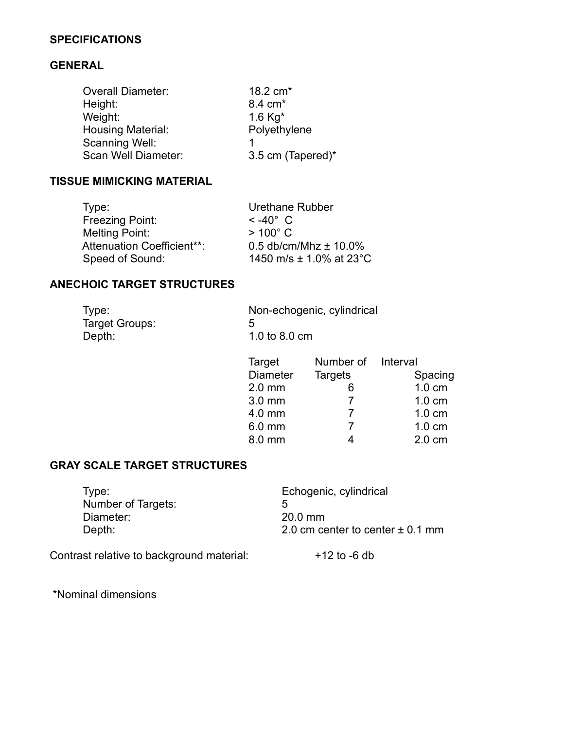# SPECIFICATIONS

## GENERAL

| | |
|---|---|
| Overall Diameter: | 18.2 cm* |
| Height: | 8.4 cm* |
| Weight: | 1.6 Kg* |
| Housing Material: | Polyethylene |
| Scanning Well: | 1 |
| Scan Well Diameter: | 3.5 cm (Tapered)* |

## TISSUE MIMICKING MATERIAL

| | |
|---|---|
| Type: | Urethane Rubber |
| Freezing Point: | < -40° C |
| Melting Point: | > 100° C |
| Attenuation Coefficient**: | 0.5 db/cm/Mhz ± 10.0% |
| Speed of Sound: | 1450 m/s ± 1.0% at 23°C |

## ANECHOIC TARGET STRUCTURES

| | |
|---|---|
| Type: | Non-echogenic, cylindrical |
| Target Groups: | 5 |
| Depth: | 1.0 to 8.0 cm |

| Target Diameter | Number of Targets | Interval Spacing |
|---|---|---|
| 2.0 mm | 6 | 1.0 cm |
| 3.0 mm | 7 | 1.0 cm |
| 4.0 mm | 7 | 1.0 cm |
| 6.0 mm | 7 | 1.0 cm |
| 8.0 mm | 4 | 2.0 cm |

## GRAY SCALE TARGET STRUCTURES

| | |
|---|---|
| Type: | Echogenic, cylindrical |
| Number of Targets: | 5 |
| Diameter: | 20.0 mm |
| Depth: | 2.0 cm center to center ± 0.1 mm |

Contrast relative to background material: +12 to -6 db

*Nominal dimensions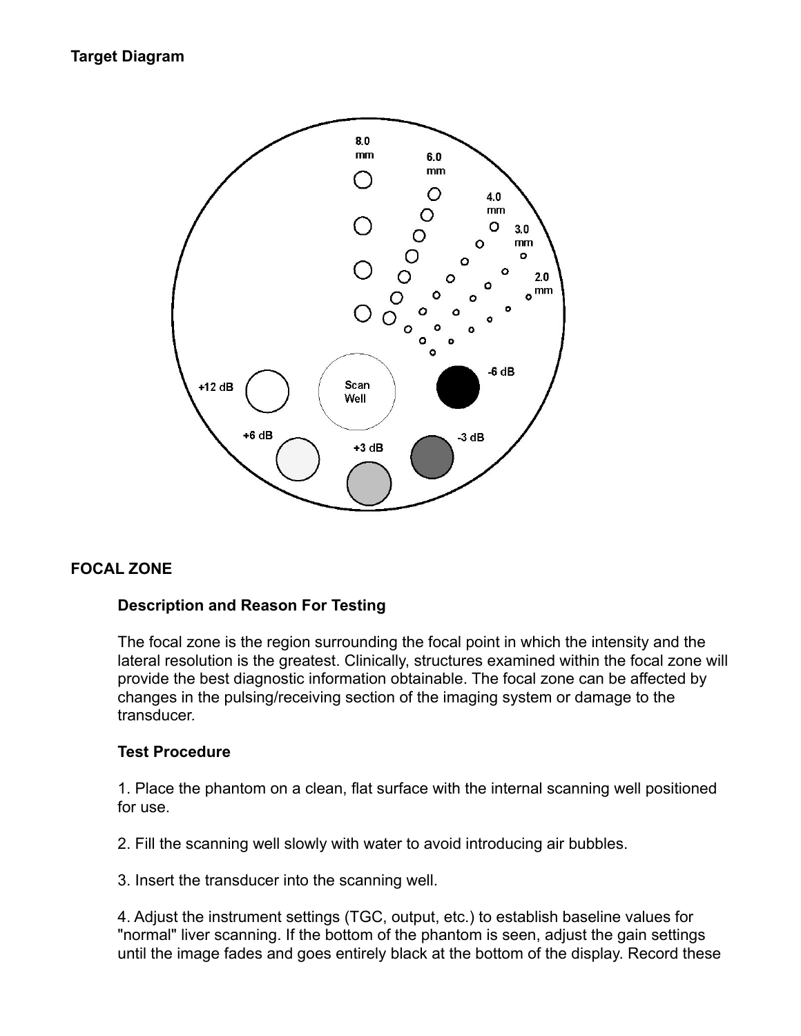**Target Diagram**

**FOCAL ZONE**

**Description and Reason For Testing**

The focal zone is the region surrounding the focal point in which the intensity and the lateral resolution is the greatest. Clinically, structures examined within the focal zone will provide the best diagnostic information obtainable. The focal zone can be affected by changes in the pulsing/receiving section of the imaging system or damage to the transducer.

**Test Procedure**

1. Place the phantom on a clean, flat surface with the internal scanning well positioned for use.

2. Fill the scanning well slowly with water to avoid introducing air bubbles.

3. Insert the transducer into the scanning well.

4. Adjust the instrument settings (TGC, output, etc.) to establish baseline values for "normal" liver scanning. If the bottom of the phantom is seen, adjust the gain settings until the image fades and goes entirely black at the bottom of the display. Record these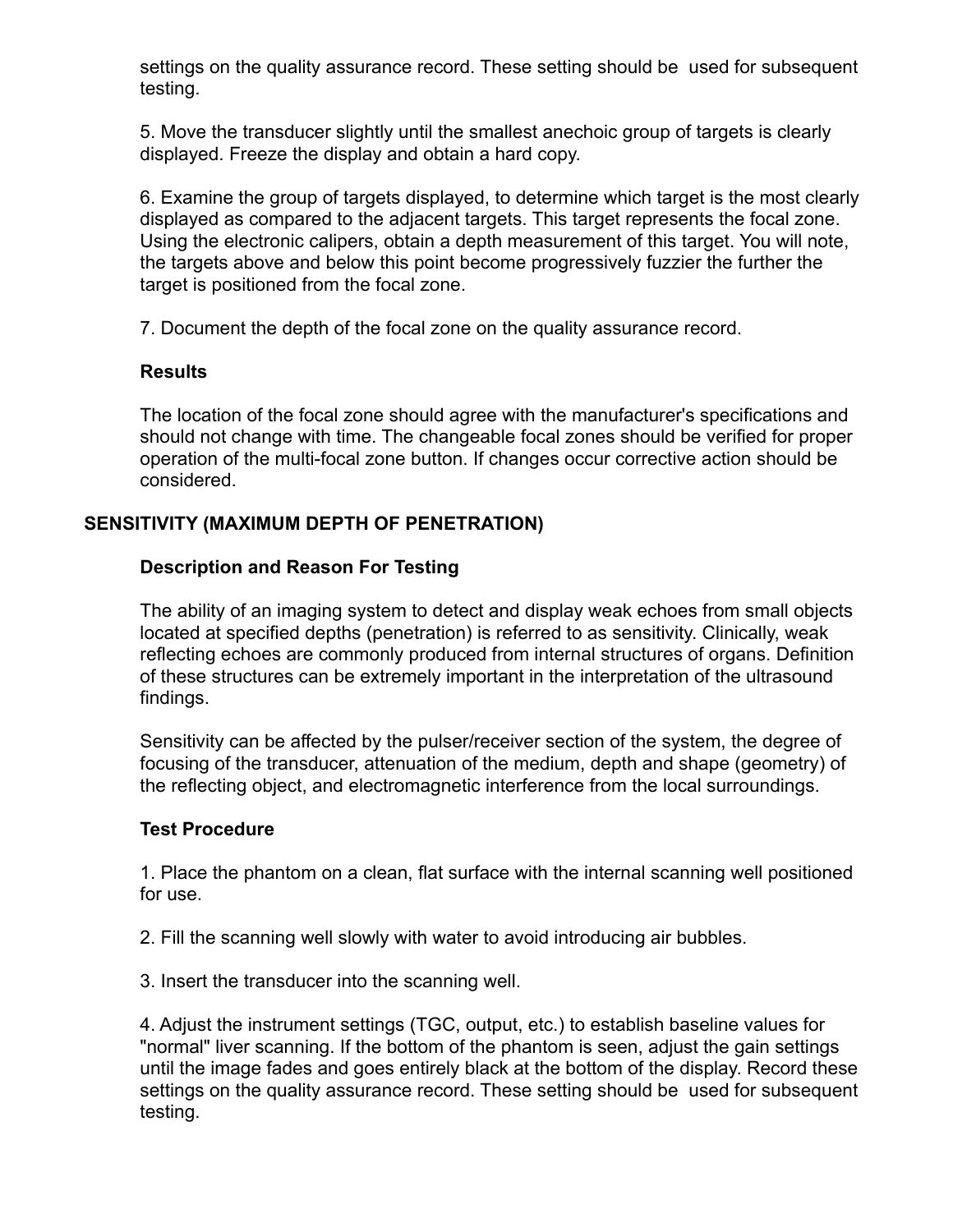settings on the quality assurance record. These setting should be used for subsequent testing.

5. Move the transducer slightly until the smallest anechoic group of targets is clearly displayed. Freeze the display and obtain a hard copy.

6. Examine the group of targets displayed, to determine which target is the most clearly displayed as compared to the adjacent targets. This target represents the focal zone. Using the electronic calipers, obtain a depth measurement of this target. You will note, the targets above and below this point become progressively fuzzier the further the target is positioned from the focal zone.

7. Document the depth of the focal zone on the quality assurance record.

### Results

The location of the focal zone should agree with the manufacturer's specifications and should not change with time. The changeable focal zones should be verified for proper operation of the multi-focal zone button. If changes occur corrective action should be considered.

## SENSITIVITY (MAXIMUM DEPTH OF PENETRATION)

### Description and Reason For Testing

The ability of an imaging system to detect and display weak echoes from small objects located at specified depths (penetration) is referred to as sensitivity. Clinically, weak reflecting echoes are commonly produced from internal structures of organs. Definition of these structures can be extremely important in the interpretation of the ultrasound findings.

Sensitivity can be affected by the pulser/receiver section of the system, the degree of focusing of the transducer, attenuation of the medium, depth and shape (geometry) of the reflecting object, and electromagnetic interference from the local surroundings.

### Test Procedure

1. Place the phantom on a clean, flat surface with the internal scanning well positioned for use.

2. Fill the scanning well slowly with water to avoid introducing air bubbles.

3. Insert the transducer into the scanning well.

4. Adjust the instrument settings (TGC, output, etc.) to establish baseline values for "normal" liver scanning. If the bottom of the phantom is seen, adjust the gain settings until the image fades and goes entirely black at the bottom of the display. Record these settings on the quality assurance record. These setting should be used for subsequent testing.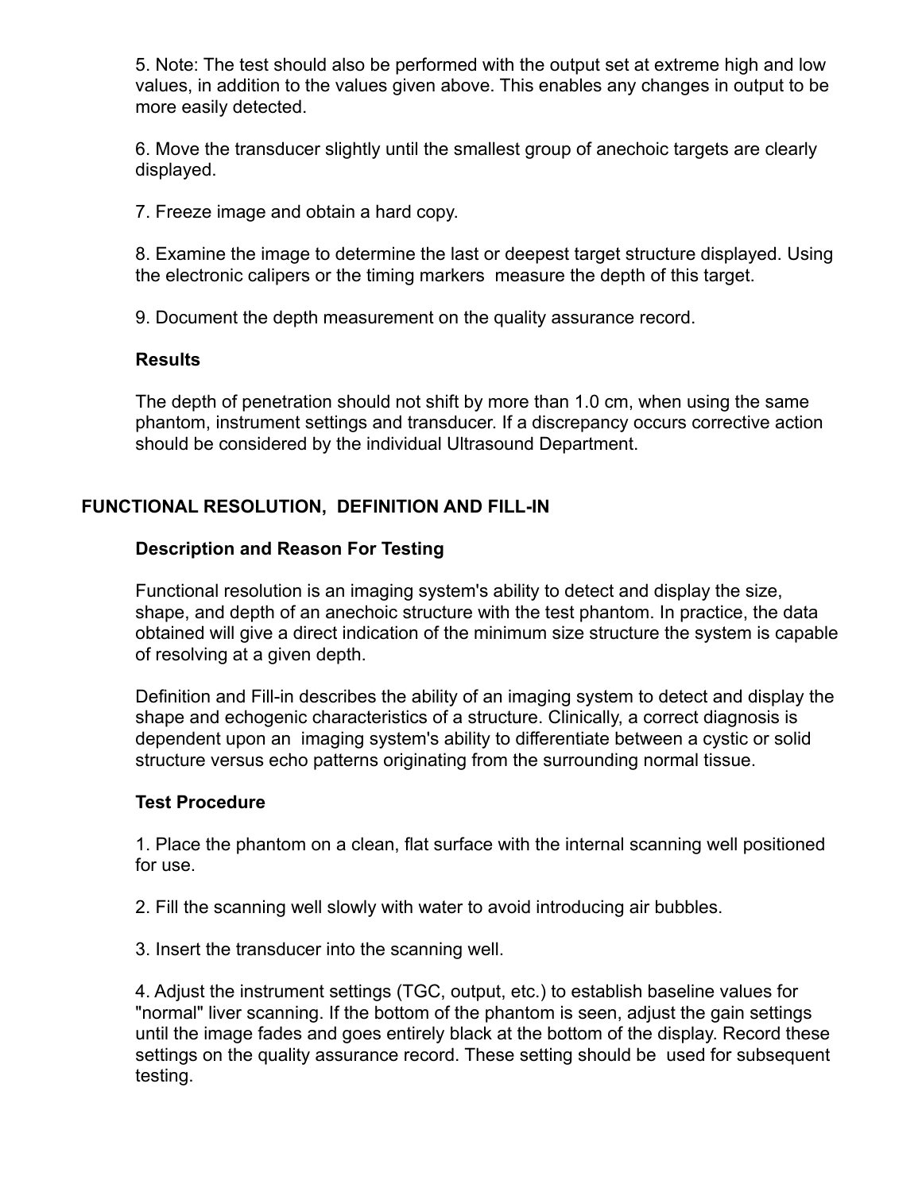5. Note: The test should also be performed with the output set at extreme high and low values, in addition to the values given above. This enables any changes in output to be more easily detected.

6. Move the transducer slightly until the smallest group of anechoic targets are clearly displayed.

7. Freeze image and obtain a hard copy.

8. Examine the image to determine the last or deepest target structure displayed. Using the electronic calipers or the timing markers measure the depth of this target.

9. Document the depth measurement on the quality assurance record.

### Results

The depth of penetration should not shift by more than 1.0 cm, when using the same phantom, instrument settings and transducer. If a discrepancy occurs corrective action should be considered by the individual Ultrasound Department.

## FUNCTIONAL RESOLUTION, DEFINITION AND FILL-IN

### Description and Reason For Testing

Functional resolution is an imaging system's ability to detect and display the size, shape, and depth of an anechoic structure with the test phantom. In practice, the data obtained will give a direct indication of the minimum size structure the system is capable of resolving at a given depth.

Definition and Fill-in describes the ability of an imaging system to detect and display the shape and echogenic characteristics of a structure. Clinically, a correct diagnosis is dependent upon an imaging system's ability to differentiate between a cystic or solid structure versus echo patterns originating from the surrounding normal tissue.

### Test Procedure

1. Place the phantom on a clean, flat surface with the internal scanning well positioned for use.

2. Fill the scanning well slowly with water to avoid introducing air bubbles.

3. Insert the transducer into the scanning well.

4. Adjust the instrument settings (TGC, output, etc.) to establish baseline values for "normal" liver scanning. If the bottom of the phantom is seen, adjust the gain settings until the image fades and goes entirely black at the bottom of the display. Record these settings on the quality assurance record. These setting should be used for subsequent testing.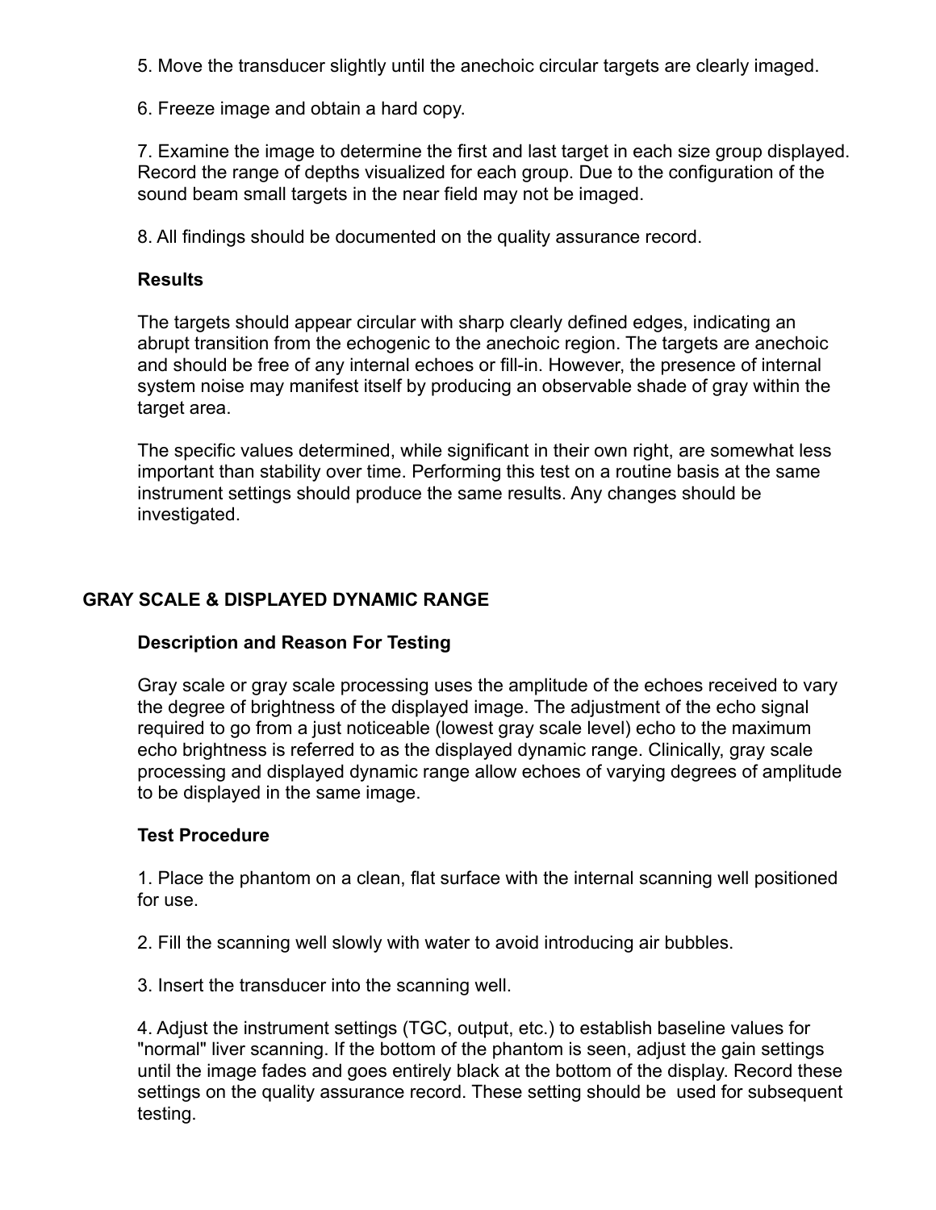5. Move the transducer slightly until the anechoic circular targets are clearly imaged.

6. Freeze image and obtain a hard copy.

7. Examine the image to determine the first and last target in each size group displayed. Record the range of depths visualized for each group. Due to the configuration of the sound beam small targets in the near field may not be imaged.

8. All findings should be documented on the quality assurance record.

**Results**

The targets should appear circular with sharp clearly defined edges, indicating an abrupt transition from the echogenic to the anechoic region. The targets are anechoic and should be free of any internal echoes or fill-in. However, the presence of internal system noise may manifest itself by producing an observable shade of gray within the target area.

The specific values determined, while significant in their own right, are somewhat less important than stability over time. Performing this test on a routine basis at the same instrument settings should produce the same results. Any changes should be investigated.

## GRAY SCALE & DISPLAYED DYNAMIC RANGE

**Description and Reason For Testing**

Gray scale or gray scale processing uses the amplitude of the echoes received to vary the degree of brightness of the displayed image. The adjustment of the echo signal required to go from a just noticeable (lowest gray scale level) echo to the maximum echo brightness is referred to as the displayed dynamic range. Clinically, gray scale processing and displayed dynamic range allow echoes of varying degrees of amplitude to be displayed in the same image.

**Test Procedure**

1. Place the phantom on a clean, flat surface with the internal scanning well positioned for use.

2. Fill the scanning well slowly with water to avoid introducing air bubbles.

3. Insert the transducer into the scanning well.

4. Adjust the instrument settings (TGC, output, etc.) to establish baseline values for "normal" liver scanning. If the bottom of the phantom is seen, adjust the gain settings until the image fades and goes entirely black at the bottom of the display. Record these settings on the quality assurance record. These setting should be used for subsequent testing.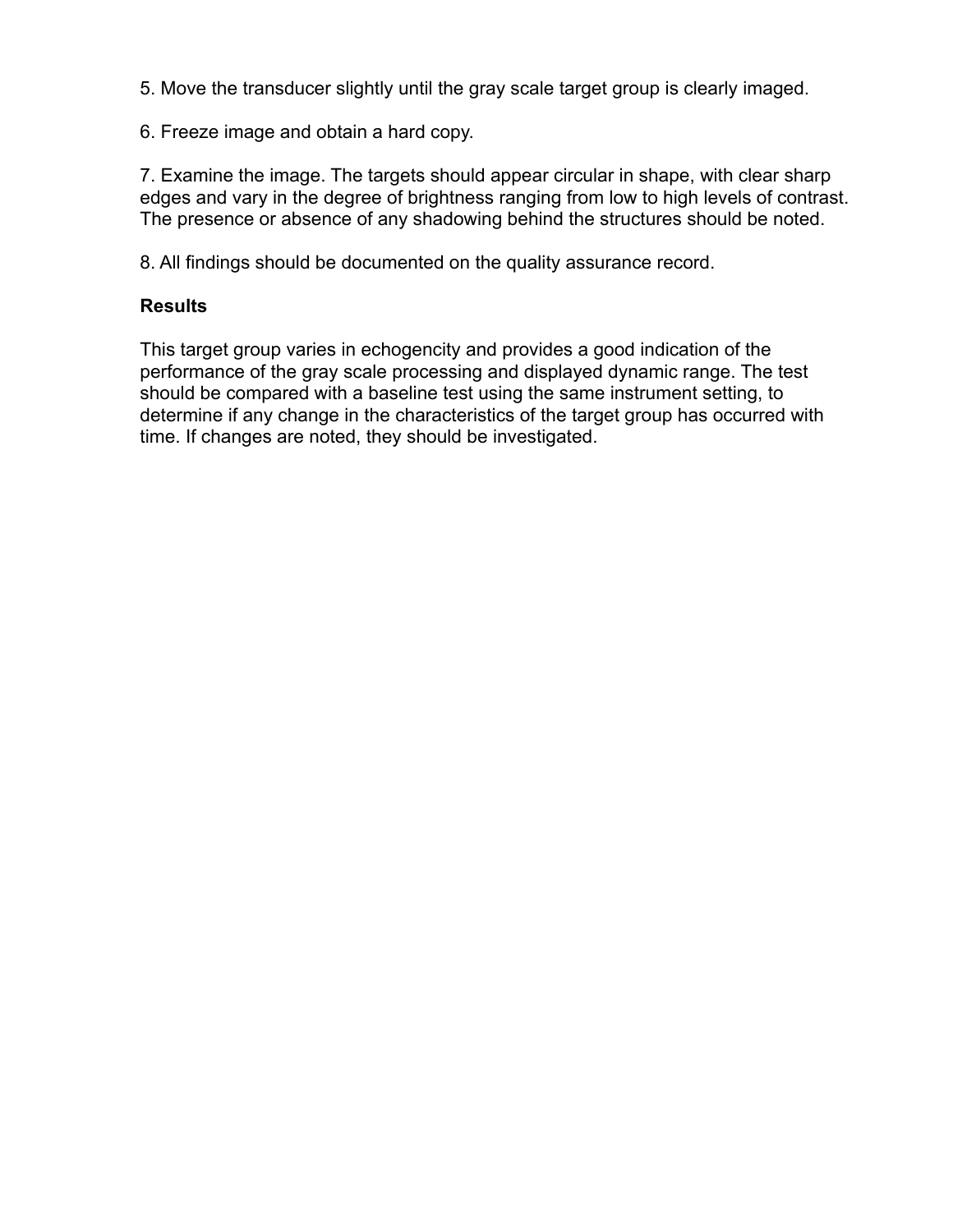5. Move the transducer slightly until the gray scale target group is clearly imaged.

6. Freeze image and obtain a hard copy.

7. Examine the image. The targets should appear circular in shape, with clear sharp edges and vary in the degree of brightness ranging from low to high levels of contrast. The presence or absence of any shadowing behind the structures should be noted.

8. All findings should be documented on the quality assurance record.

**Results**

This target group varies in echogencity and provides a good indication of the performance of the gray scale processing and displayed dynamic range. The test should be compared with a baseline test using the same instrument setting, to determine if any change in the characteristics of the target group has occurred with time. If changes are noted, they should be investigated.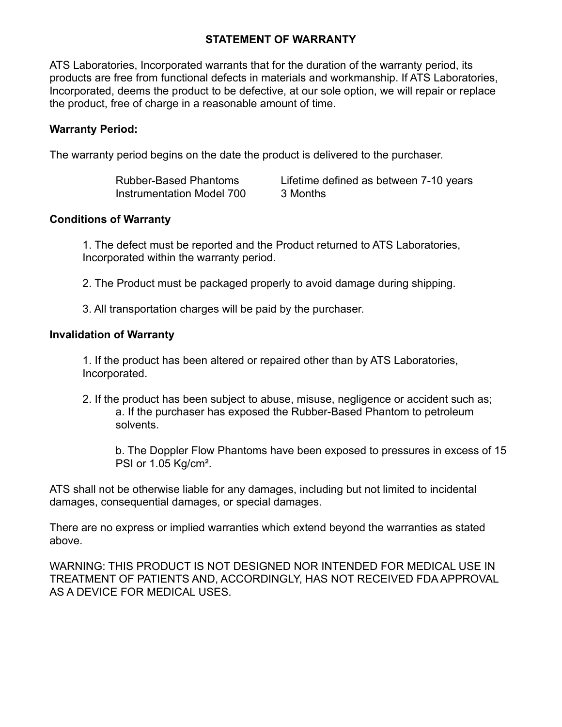# STATEMENT OF WARRANTY

ATS Laboratories, Incorporated warrants that for the duration of the warranty period, its products are free from functional defects in materials and workmanship. If ATS Laboratories, Incorporated, deems the product to be defective, at our sole option, we will repair or replace the product, free of charge in a reasonable amount of time.

**Warranty Period:**

The warranty period begins on the date the product is delivered to the purchaser.

| | |
|---|---|
| Rubber-Based Phantoms | Lifetime defined as between 7-10 years |
| Instrumentation Model 700 | 3 Months |

**Conditions of Warranty**

1. The defect must be reported and the Product returned to ATS Laboratories, Incorporated within the warranty period.

2. The Product must be packaged properly to avoid damage during shipping.

3. All transportation charges will be paid by the purchaser.

**Invalidation of Warranty**

1. If the product has been altered or repaired other than by ATS Laboratories, Incorporated.

2. If the product has been subject to abuse, misuse, negligence or accident such as;

   a. If the purchaser has exposed the Rubber-Based Phantom to petroleum solvents.

   b. The Doppler Flow Phantoms have been exposed to pressures in excess of 15 PSI or 1.05 $Kg/cm^2$.

ATS shall not be otherwise liable for any damages, including but not limited to incidental damages, consequential damages, or special damages.

There are no express or implied warranties which extend beyond the warranties as stated above.

WARNING: THIS PRODUCT IS NOT DESIGNED NOR INTENDED FOR MEDICAL USE IN TREATMENT OF PATIENTS AND, ACCORDINGLY, HAS NOT RECEIVED FDA APPROVAL AS A DEVICE FOR MEDICAL USES.